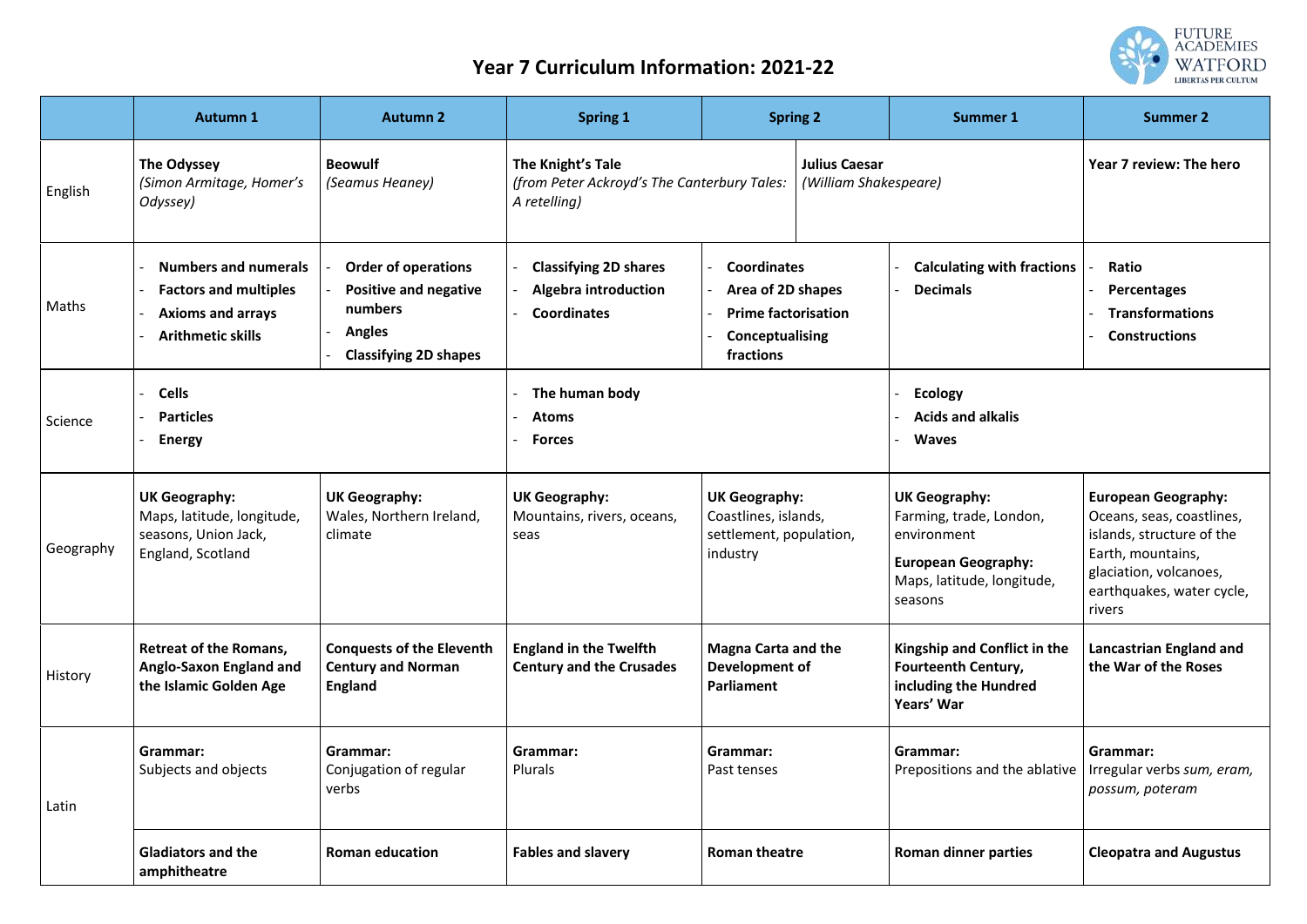# Year 7 Curriculum Information: 2021-22

| | Autumn 1 | Autumn 2 | Spring 1 | Spring 2 | Summer 1 | Summer 2 |
|---|---|---|---|---|---|---|
| English | **The Odyssey** *(Simon Armitage, Homer's Odyssey)* | **Beowulf** *(Seamus Heaney)* | **The Knight's Tale** *(from Peter Ackroyd's The Canterbury Tales: A retelling)* | **Julius Caesar** *(William Shakespeare)* | | **Year 7 review: The hero** |
| Maths | - **Numbers and numerals**<br>- **Factors and multiples**<br>- **Axioms and arrays**<br>- **Arithmetic skills** | - **Order of operations**<br>- **Positive and negative numbers**<br>- **Angles**<br>- **Classifying 2D shapes** | - **Classifying 2D shares**<br>- **Algebra introduction**<br>- **Coordinates** | - **Coordinates**<br>- **Area of 2D shapes**<br>- **Prime factorisation**<br>- **Conceptualising fractions** | - **Calculating with fractions**<br>- **Decimals** | - **Ratio**<br>- **Percentages**<br>- **Transformations**<br>- **Constructions** |
| Science | - **Cells**<br>- **Particles**<br>- **Energy** | | - **The human body**<br>- **Atoms**<br>- **Forces** | | - **Ecology**<br>- **Acids and alkalis**<br>- **Waves** | |
| Geography | **UK Geography:** Maps, latitude, longitude, seasons, Union Jack, England, Scotland | **UK Geography:** Wales, Northern Ireland, climate | **UK Geography:** Mountains, rivers, oceans, seas | **UK Geography:** Coastlines, islands, settlement, population, industry | **UK Geography:** Farming, trade, London, environment<br>**European Geography:** Maps, latitude, longitude, seasons | **European Geography:** Oceans, seas, coastlines, islands, structure of the Earth, mountains, glaciation, volcanoes, earthquakes, water cycle, rivers |
| History | **Retreat of the Romans, Anglo-Saxon England and the Islamic Golden Age** | **Conquests of the Eleventh Century and Norman England** | **England in the Twelfth Century and the Crusades** | **Magna Carta and the Development of Parliament** | **Kingship and Conflict in the Fourteenth Century, including the Hundred Years' War** | **Lancastrian England and the War of the Roses** |
| Latin | **Grammar:** Subjects and objects | **Grammar:** Conjugation of regular verbs | **Grammar:** Plurals | **Grammar:** Past tenses | **Grammar:** Prepositions and the ablative | **Grammar:** Irregular verbs *sum, eram, possum, poteram* |
| | **Gladiators and the amphitheatre** | **Roman education** | **Fables and slavery** | **Roman theatre** | **Roman dinner parties** | **Cleopatra and Augustus** |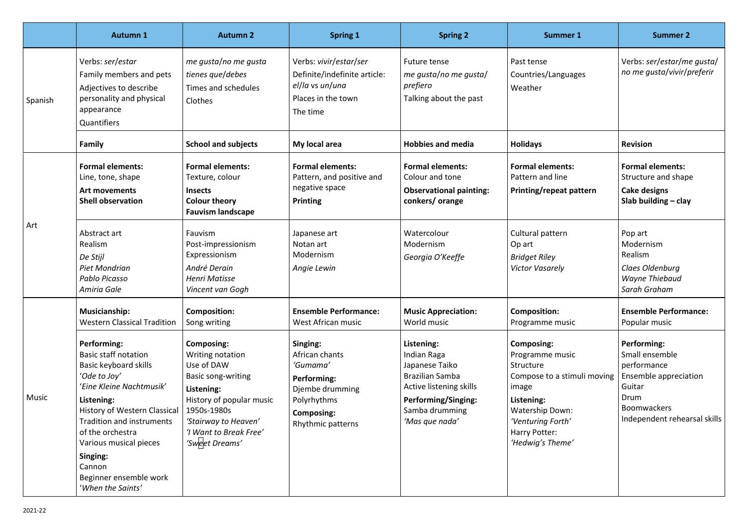| | Autumn 1 | Autumn 2 | Spring 1 | Spring 2 | Summer 1 | Summer 2 |
|---|---|---|---|---|---|---|
| Spanish | Verbs: *ser*/*estar*<br>Family members and pets<br>Adjectives to describe personality and physical appearance<br>Quantifiers | *me gusta*/*no me gusta*<br>*tienes que*/*debes*<br>Times and schedules<br>Clothes | Verbs: *vivir*/*estar*/*ser*<br>Definite/indefinite article: *el*/*la* vs *un*/*una*<br>Places in the town<br>The time | Future tense<br>*me gusta*/*no me gusta*/ *prefiero*<br>Talking about the past | Past tense<br>Countries/Languages<br>Weather | Verbs: *ser*/*estar*/*me gusta*/ *no me gusta*/*vivir*/*preferir* |
| | **Family** | **School and subjects** | **My local area** | **Hobbies and media** | **Holidays** | **Revision** |
| Art | **Formal elements:**<br>Line, tone, shape<br>**Art movements**<br>**Shell observation** | **Formal elements:**<br>Texture, colour<br>**Insects**<br>**Colour theory**<br>**Fauvism landscape** | **Formal elements:**<br>Pattern, and positive and negative space<br>**Printing** | **Formal elements:**<br>Colour and tone<br>**Observational painting: conkers/ orange** | **Formal elements:**<br>Pattern and line<br>**Printing/repeat pattern** | **Formal elements:**<br>Structure and shape<br>**Cake designs**<br>**Slab building – clay** |
| | Abstract art<br>Realism<br>*De Stijl*<br>*Piet Mondrian*<br>*Pablo Picasso*<br>*Amiria Gale* | Fauvism<br>Post-impressionism<br>Expressionism<br>*André Derain*<br>*Henri Matisse*<br>*Vincent van Gogh* | Japanese art<br>Notan art<br>Modernism<br>*Angie Lewin* | Watercolour<br>Modernism<br>*Georgia O'Keeffe* | Cultural pattern<br>Op art<br>*Bridget Riley*<br>*Victor Vasarely* | Pop art<br>Modernism<br>Realism<br>*Claes Oldenburg*<br>*Wayne Thiebaud*<br>*Sarah Graham* |
| Music | **Musicianship:**<br>Western Classical Tradition | **Composition:**<br>Song writing | **Ensemble Performance:**<br>West African music | **Music Appreciation:**<br>World music | **Composition:**<br>Programme music | **Ensemble Performance:**<br>Popular music |
| | **Performing:**<br>Basic staff notation<br>Basic keyboard skills<br>'*Ode to Joy*'<br>'*Eine Kleine Nachtmusik*'<br>**Listening:**<br>History of Western Classical Tradition and instruments of the orchestra<br>Various musical pieces<br>**Singing:**<br>Cannon<br>Beginner ensemble work<br>'*When the Saints*' | **Composing:**<br>Writing notation<br>Use of DAW<br>Basic song-writing<br>**Listening:**<br>History of popular music 1950s-1980s<br>*'Stairway to Heaven'*<br>*'I Want to Break Free'*<br>*'Sweet Dreams'* | **Singing:**<br>African chants<br>*'Gumama'*<br>**Performing:**<br>Djembe drumming<br>Polyrhythms<br>**Composing:**<br>Rhythmic patterns | **Listening:**<br>Indian Raga<br>Japanese Taiko<br>Brazilian Samba<br>Active listening skills<br>**Performing/Singing:**<br>Samba drumming<br>*'Mas que nada'* | **Composing:**<br>Programme music<br>Structure<br>Compose to a stimuli moving image<br>**Listening:**<br>Watership Down:<br>*'Venturing Forth'*<br>Harry Potter:<br>*'Hedwig's Theme'* | **Performing:**<br>Small ensemble performance<br>Ensemble appreciation<br>Guitar<br>Drum<br>Boomwackers<br>Independent rehearsal skills |

2021-22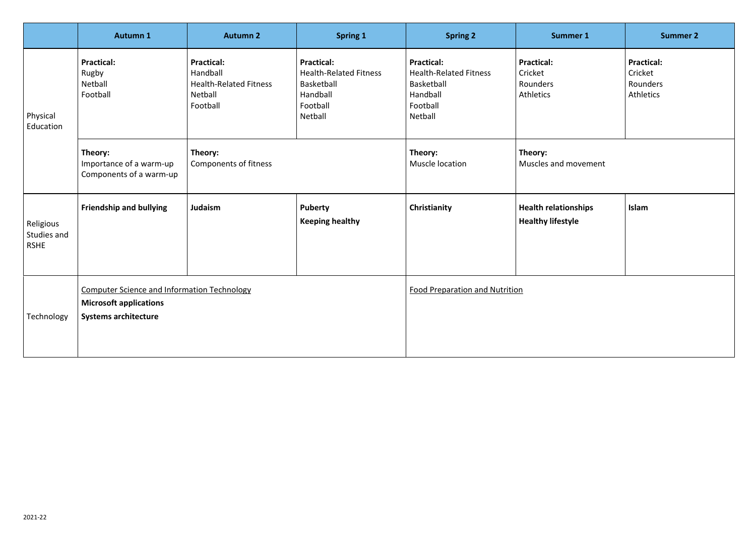| | Autumn 1 | Autumn 2 | Spring 1 | Spring 2 | Summer 1 | Summer 2 |
|---|---|---|---|---|---|---|
| Physical Education | **Practical:**<br>Rugby<br>Netball<br>Football | **Practical:**<br>Handball<br>Health-Related Fitness<br>Netball<br>Football | **Practical:**<br>Health-Related Fitness<br>Basketball<br>Handball<br>Football<br>Netball | **Practical:**<br>Health-Related Fitness<br>Basketball<br>Handball<br>Football<br>Netball | **Practical:**<br>Cricket<br>Rounders<br>Athletics | **Practical:**<br>Cricket<br>Rounders<br>Athletics |
| | **Theory:**<br>Importance of a warm-up<br>Components of a warm-up | **Theory:**<br>Components of fitness | | **Theory:**<br>Muscle location | **Theory:**<br>Muscles and movement | |
| Religious Studies and RSHE | **Friendship and bullying** | **Judaism** | **Puberty**<br>**Keeping healthy** | **Christianity** | **Health relationships**<br>**Healthy lifestyle** | **Islam** |
| Technology | Computer Science and Information Technology<br>**Microsoft applications**<br>**Systems architecture** | | | Food Preparation and Nutrition | | |

2021-22